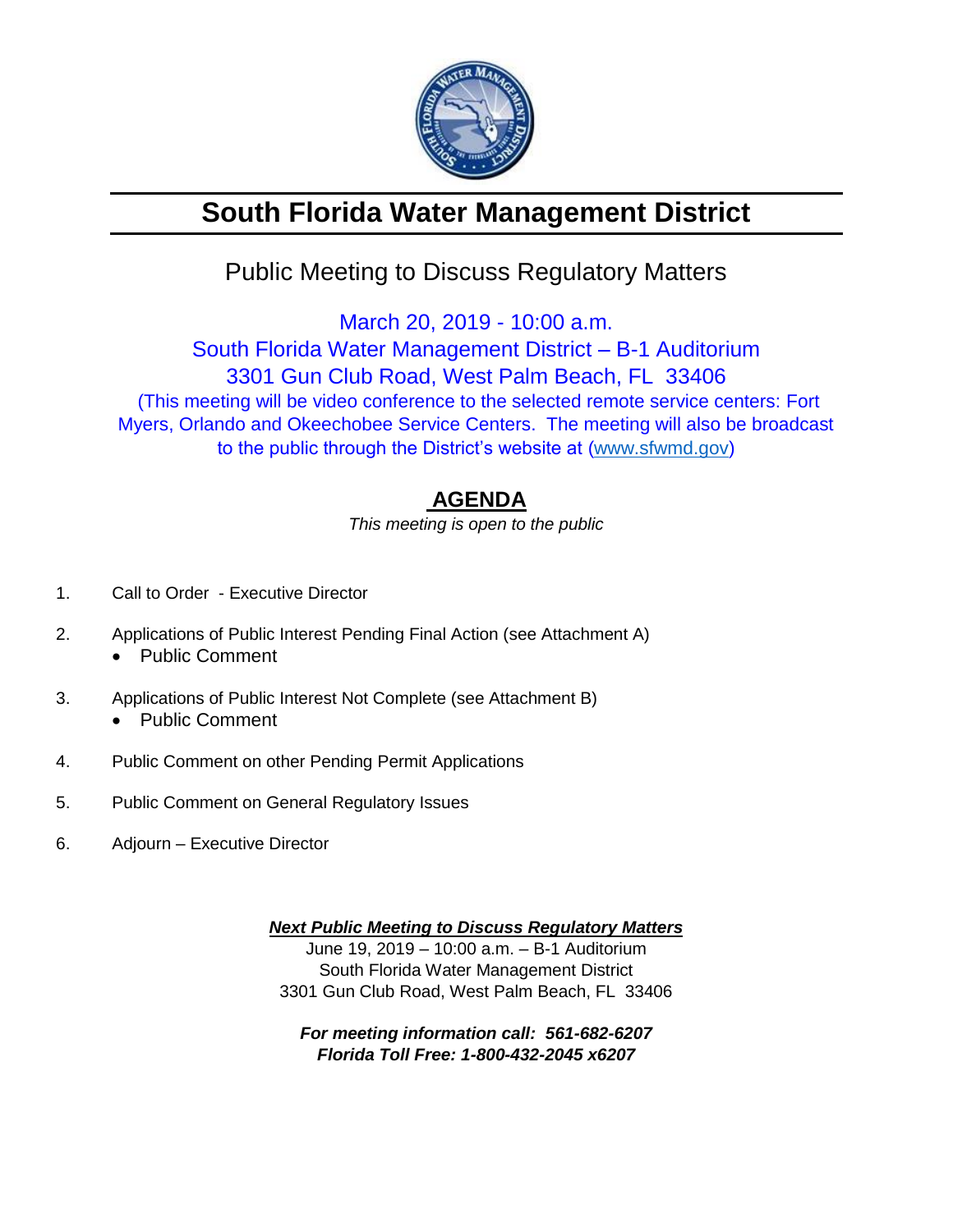# South Florida Water Management District

## Public Meeting to Discuss Regulatory Matters

March 20, 2019 - 10:00 a.m.
South Florida Water Management District – B-1 Auditorium
3301 Gun Club Road, West Palm Beach, FL 33406
(This meeting will be video conference to the selected remote service centers: Fort Myers, Orlando and Okeechobee Service Centers. The meeting will also be broadcast to the public through the District's website at (www.sfwmd.gov)

## AGENDA

*This meeting is open to the public*

1. Call to Order - Executive Director

2. Applications of Public Interest Pending Final Action (see Attachment A)
   - Public Comment

3. Applications of Public Interest Not Complete (see Attachment B)
   - Public Comment

4. Public Comment on other Pending Permit Applications

5. Public Comment on General Regulatory Issues

6. Adjourn – Executive Director

***Next Public Meeting to Discuss Regulatory Matters***
June 19, 2019 – 10:00 a.m. – B-1 Auditorium
South Florida Water Management District
3301 Gun Club Road, West Palm Beach, FL 33406

***For meeting information call: 561-682-6207***
***Florida Toll Free: 1-800-432-2045 x6207***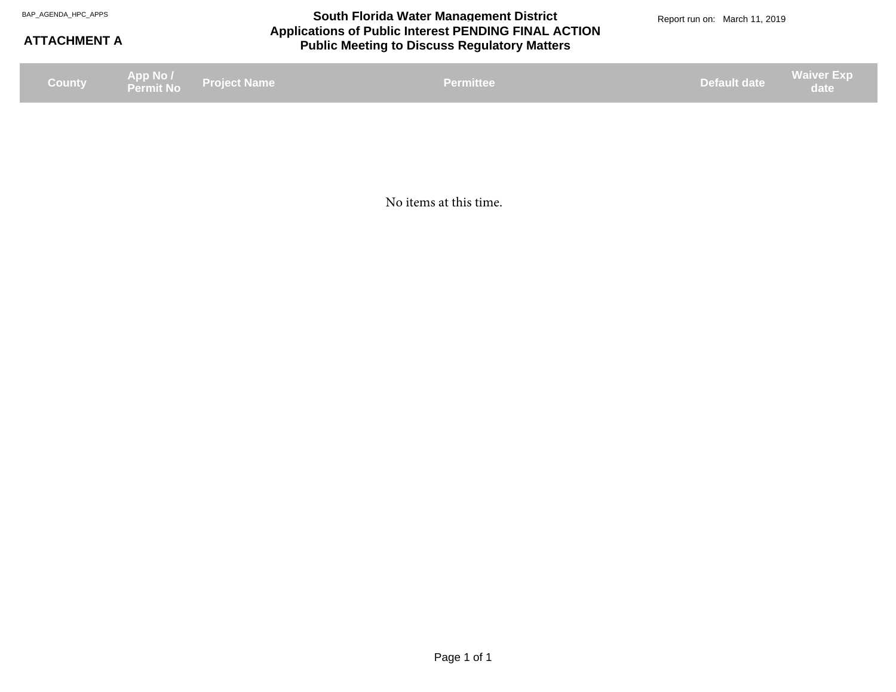BAP_AGENDA_HPC_APPS

**ATTACHMENT A**

# South Florida Water Management District
## Applications of Public Interest PENDING FINAL ACTION
## Public Meeting to Discuss Regulatory Matters

Report run on: March 11, 2019

| County | App No / Permit No | Project Name | Permittee | Default date | Waiver Exp date |
|---|---|---|---|---|---|

No items at this time.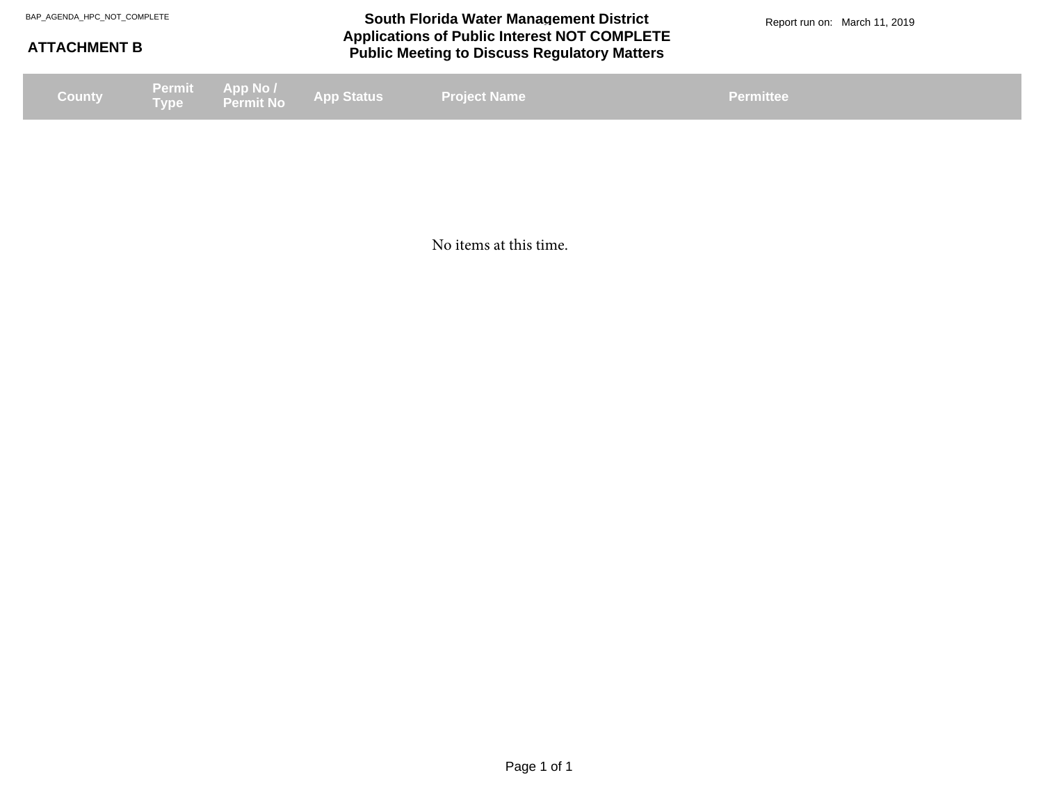BAP_AGENDA_HPC_NOT_COMPLETE

**ATTACHMENT B**

# South Florida Water Management District
## Applications of Public Interest NOT COMPLETE
## Public Meeting to Discuss Regulatory Matters

Report run on: March 11, 2019

| County | Permit Type | App No / Permit No | App Status | Project Name | Permittee |
| --- | --- | --- | --- | --- | --- |

No items at this time.